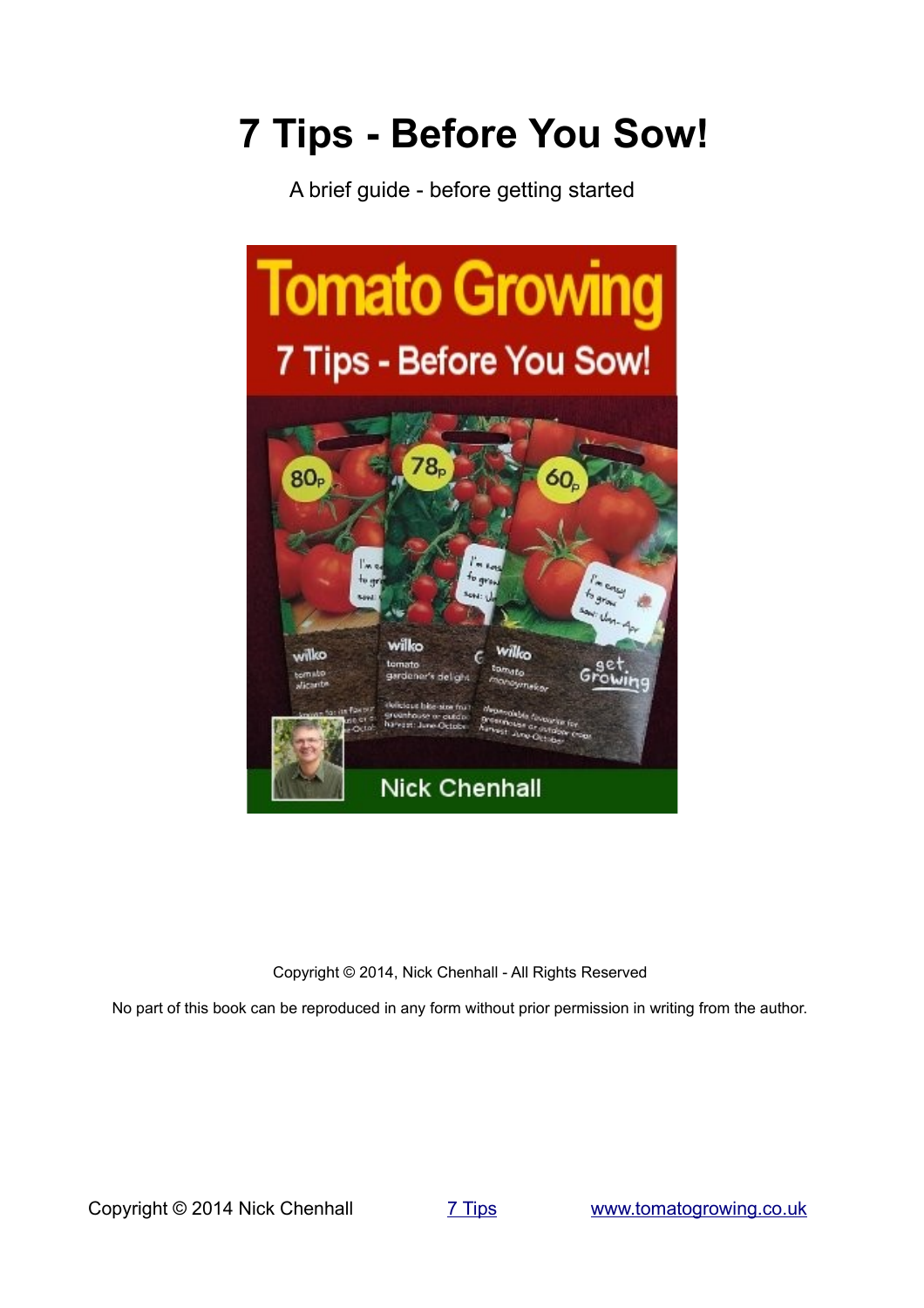# 7 Tips - Before You Sow!

A brief guide - before getting started

Copyright © 2014, Nick Chenhall - All Rights Reserved

No part of this book can be reproduced in any form without prior permission in writing from the author.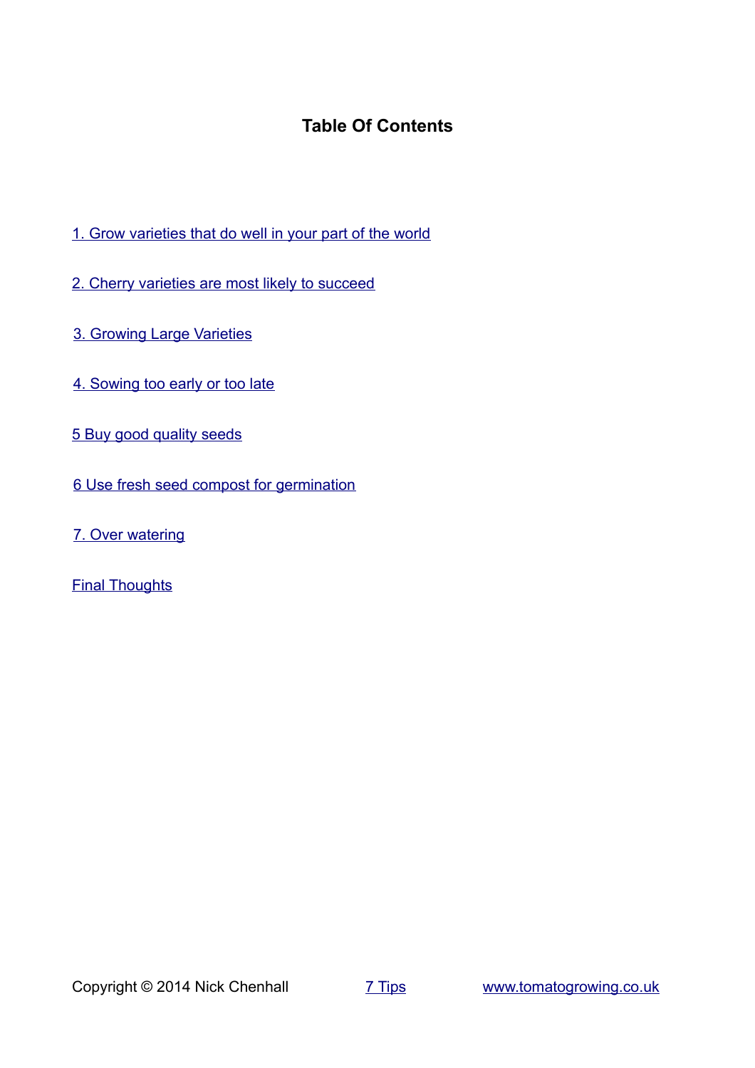# Table Of Contents

1. Grow varieties that do well in your part of the world

2. Cherry varieties are most likely to succeed

3. Growing Large Varieties

4. Sowing too early or too late

5 Buy good quality seeds

6 Use fresh seed compost for germination

7. Over watering

Final Thoughts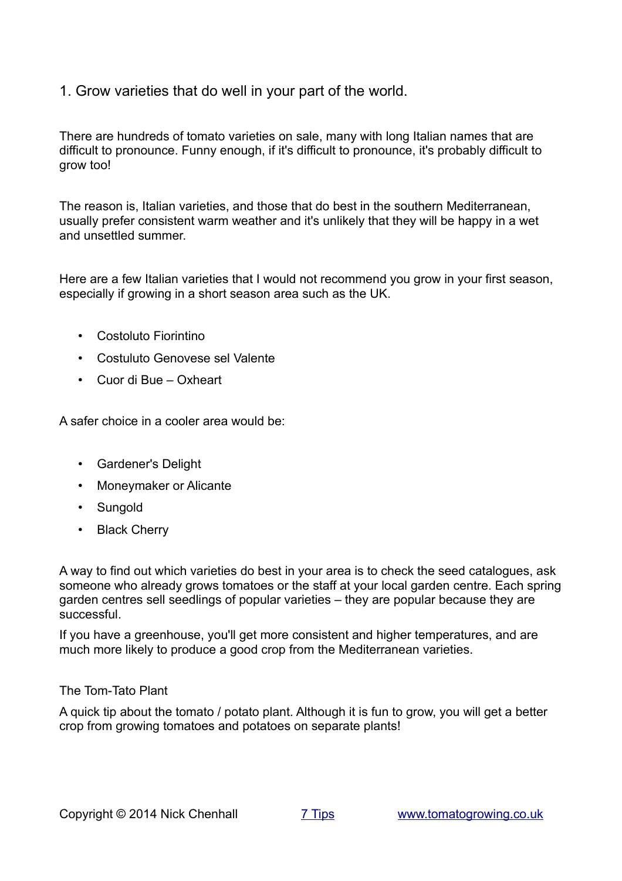## 1. Grow varieties that do well in your part of the world.

There are hundreds of tomato varieties on sale, many with long Italian names that are difficult to pronounce. Funny enough, if it's difficult to pronounce, it's probably difficult to grow too!

The reason is, Italian varieties, and those that do best in the southern Mediterranean, usually prefer consistent warm weather and it's unlikely that they will be happy in a wet and unsettled summer.

Here are a few Italian varieties that I would not recommend you grow in your first season, especially if growing in a short season area such as the UK.

- Costoluto Fiorintino
- Costuluto Genovese sel Valente
- Cuor di Bue – Oxheart

A safer choice in a cooler area would be:

- Gardener's Delight
- Moneymaker or Alicante
- Sungold
- Black Cherry

A way to find out which varieties do best in your area is to check the seed catalogues, ask someone who already grows tomatoes or the staff at your local garden centre. Each spring garden centres sell seedlings of popular varieties – they are popular because they are successful.

If you have a greenhouse, you'll get more consistent and higher temperatures, and are much more likely to produce a good crop from the Mediterranean varieties.

### The Tom-Tato Plant

A quick tip about the tomato / potato plant. Although it is fun to grow, you will get a better crop from growing tomatoes and potatoes on separate plants!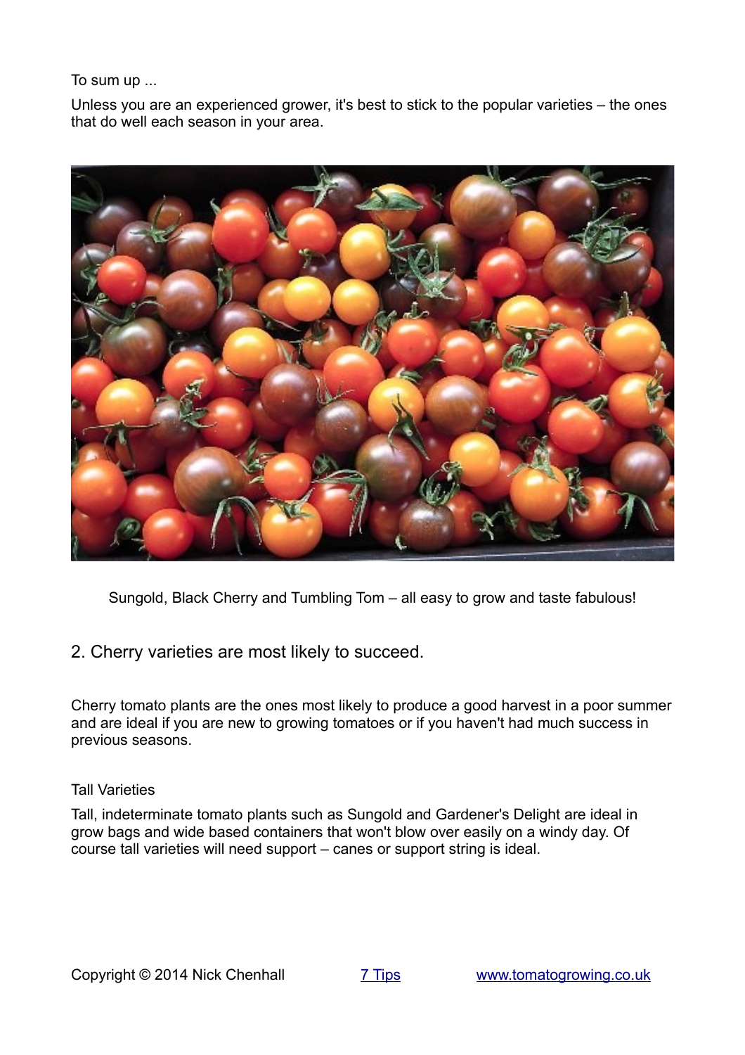To sum up ...

Unless you are an experienced grower, it's best to stick to the popular varieties – the ones that do well each season in your area.

Sungold, Black Cherry and Tumbling Tom – all easy to grow and taste fabulous!

## 2. Cherry varieties are most likely to succeed.

Cherry tomato plants are the ones most likely to produce a good harvest in a poor summer and are ideal if you are new to growing tomatoes or if you haven't had much success in previous seasons.

### Tall Varieties

Tall, indeterminate tomato plants such as Sungold and Gardener's Delight are ideal in grow bags and wide based containers that won't blow over easily on a windy day. Of course tall varieties will need support – canes or support string is ideal.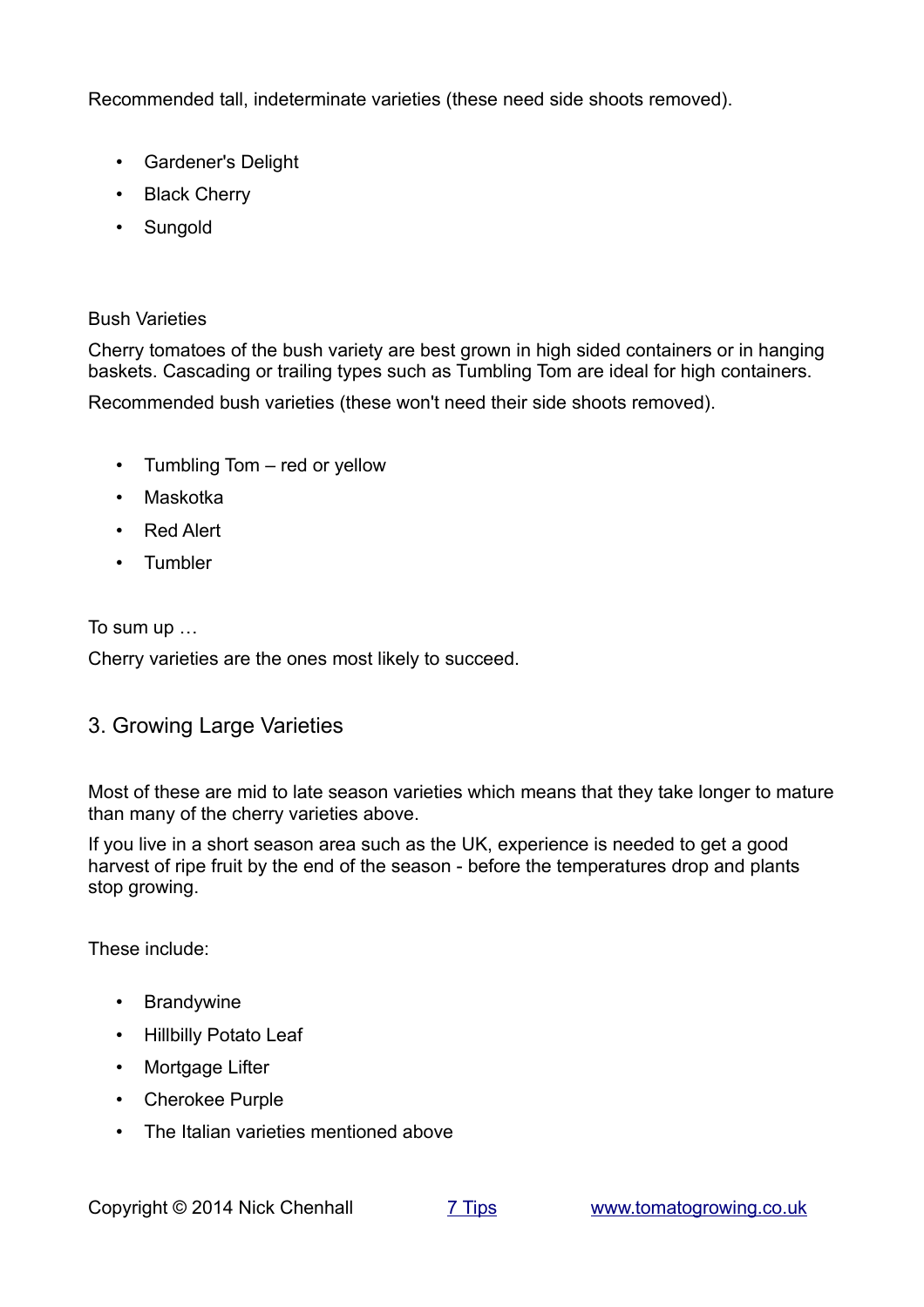Recommended tall, indeterminate varieties (these need side shoots removed).

- Gardener's Delight
- Black Cherry
- Sungold

Bush Varieties

Cherry tomatoes of the bush variety are best grown in high sided containers or in hanging baskets. Cascading or trailing types such as Tumbling Tom are ideal for high containers.

Recommended bush varieties (these won't need their side shoots removed).

- Tumbling Tom – red or yellow
- Maskotka
- Red Alert
- Tumbler

To sum up …

Cherry varieties are the ones most likely to succeed.

## 3. Growing Large Varieties

Most of these are mid to late season varieties which means that they take longer to mature than many of the cherry varieties above.

If you live in a short season area such as the UK, experience is needed to get a good harvest of ripe fruit by the end of the season - before the temperatures drop and plants stop growing.

These include:

- Brandywine
- Hillbilly Potato Leaf
- Mortgage Lifter
- Cherokee Purple
- The Italian varieties mentioned above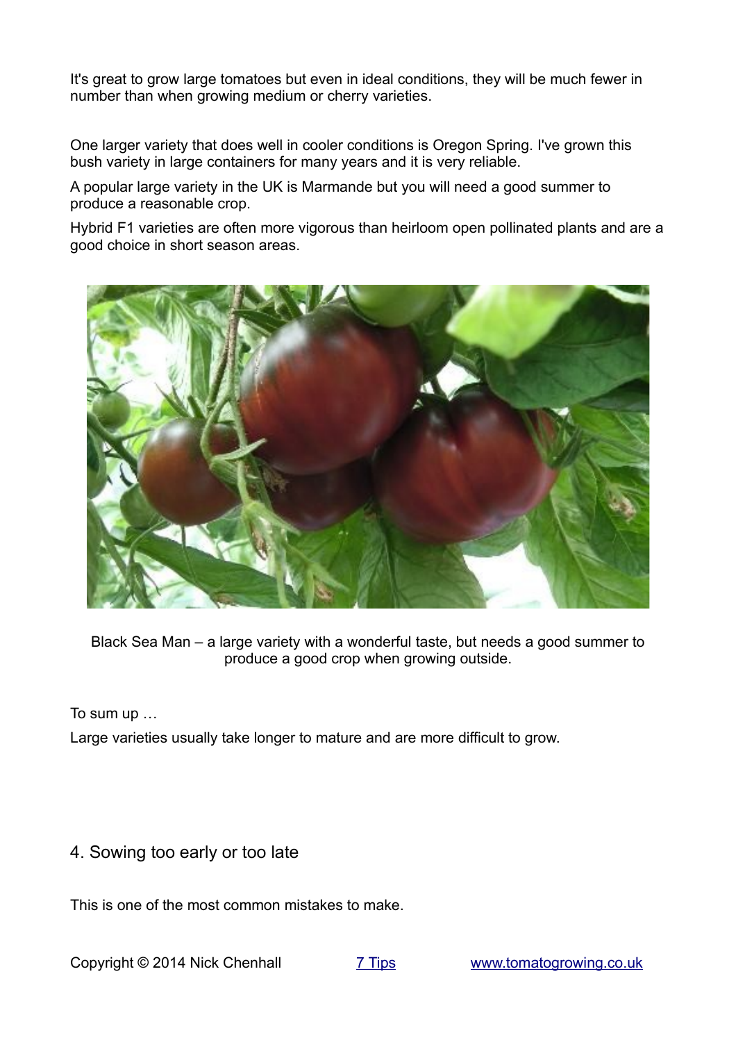It's great to grow large tomatoes but even in ideal conditions, they will be much fewer in number than when growing medium or cherry varieties.

One larger variety that does well in cooler conditions is Oregon Spring. I've grown this bush variety in large containers for many years and it is very reliable.

A popular large variety in the UK is Marmande but you will need a good summer to produce a reasonable crop.

Hybrid F1 varieties are often more vigorous than heirloom open pollinated plants and are a good choice in short season areas.

Black Sea Man – a large variety with a wonderful taste, but needs a good summer to produce a good crop when growing outside.

To sum up …

Large varieties usually take longer to mature and are more difficult to grow.

## 4. Sowing too early or too late

This is one of the most common mistakes to make.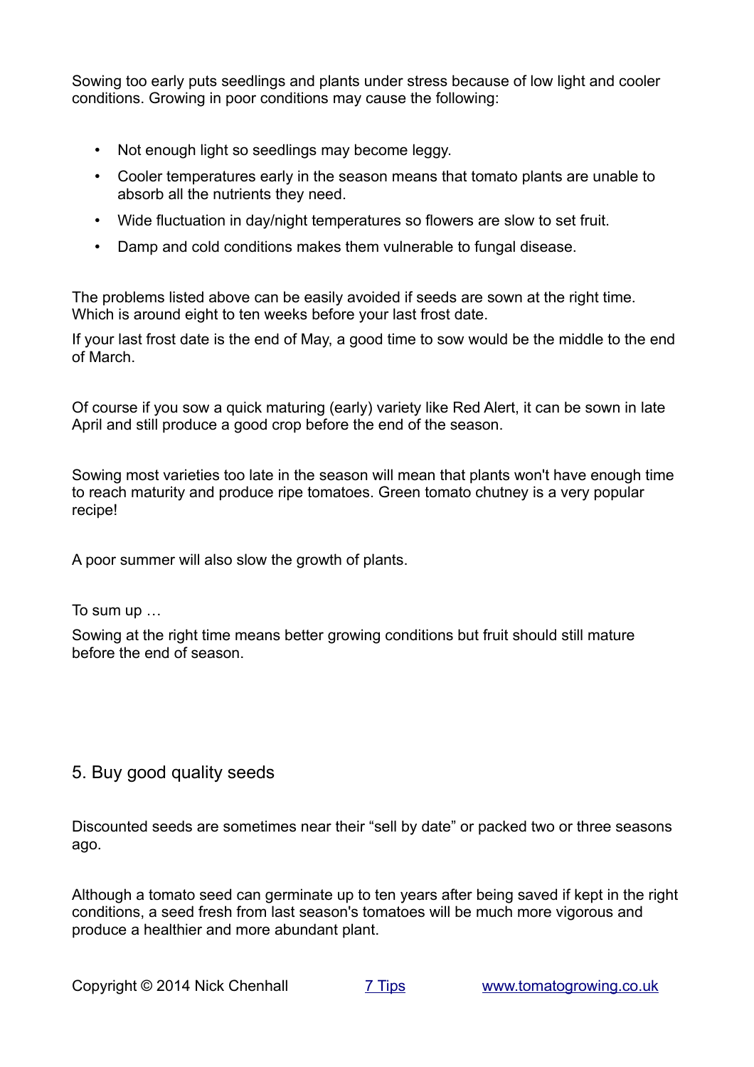Sowing too early puts seedlings and plants under stress because of low light and cooler conditions. Growing in poor conditions may cause the following:

- Not enough light so seedlings may become leggy.
- Cooler temperatures early in the season means that tomato plants are unable to absorb all the nutrients they need.
- Wide fluctuation in day/night temperatures so flowers are slow to set fruit.
- Damp and cold conditions makes them vulnerable to fungal disease.

The problems listed above can be easily avoided if seeds are sown at the right time. Which is around eight to ten weeks before your last frost date.

If your last frost date is the end of May, a good time to sow would be the middle to the end of March.

Of course if you sow a quick maturing (early) variety like Red Alert, it can be sown in late April and still produce a good crop before the end of the season.

Sowing most varieties too late in the season will mean that plants won't have enough time to reach maturity and produce ripe tomatoes. Green tomato chutney is a very popular recipe!

A poor summer will also slow the growth of plants.

To sum up …

Sowing at the right time means better growing conditions but fruit should still mature before the end of season.

## 5. Buy good quality seeds

Discounted seeds are sometimes near their "sell by date" or packed two or three seasons ago.

Although a tomato seed can germinate up to ten years after being saved if kept in the right conditions, a seed fresh from last season's tomatoes will be much more vigorous and produce a healthier and more abundant plant.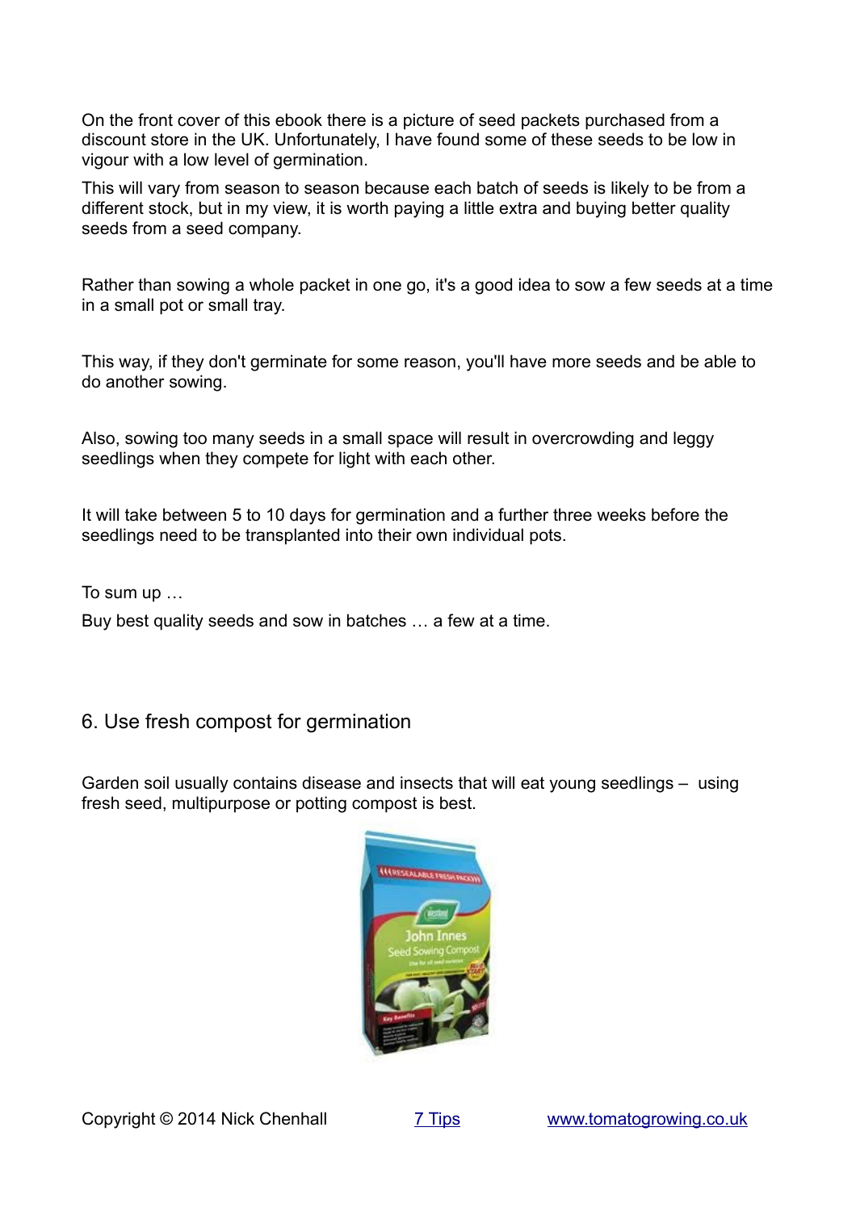On the front cover of this ebook there is a picture of seed packets purchased from a discount store in the UK. Unfortunately, I have found some of these seeds to be low in vigour with a low level of germination.

This will vary from season to season because each batch of seeds is likely to be from a different stock, but in my view, it is worth paying a little extra and buying better quality seeds from a seed company.

Rather than sowing a whole packet in one go, it's a good idea to sow a few seeds at a time in a small pot or small tray.

This way, if they don't germinate for some reason, you'll have more seeds and be able to do another sowing.

Also, sowing too many seeds in a small space will result in overcrowding and leggy seedlings when they compete for light with each other.

It will take between 5 to 10 days for germination and a further three weeks before the seedlings need to be transplanted into their own individual pots.

To sum up …

Buy best quality seeds and sow in batches … a few at a time.

## 6. Use fresh compost for germination

Garden soil usually contains disease and insects that will eat young seedlings – using fresh seed, multipurpose or potting compost is best.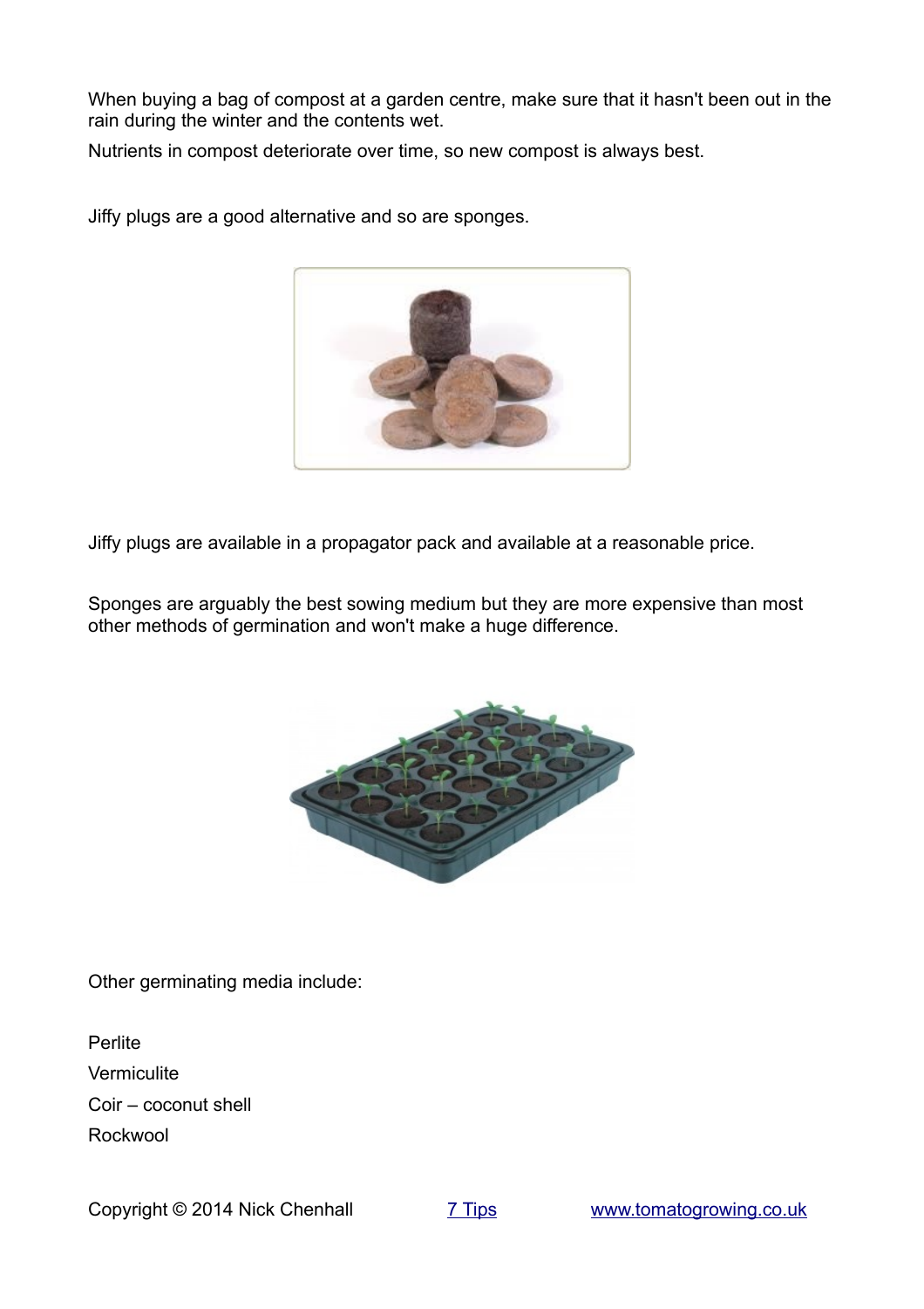When buying a bag of compost at a garden centre, make sure that it hasn't been out in the rain during the winter and the contents wet.

Nutrients in compost deteriorate over time, so new compost is always best.

Jiffy plugs are a good alternative and so are sponges.

Jiffy plugs are available in a propagator pack and available at a reasonable price.

Sponges are arguably the best sowing medium but they are more expensive than most other methods of germination and won't make a huge difference.

Other germinating media include:

Perlite

Vermiculite

Coir – coconut shell

Rockwool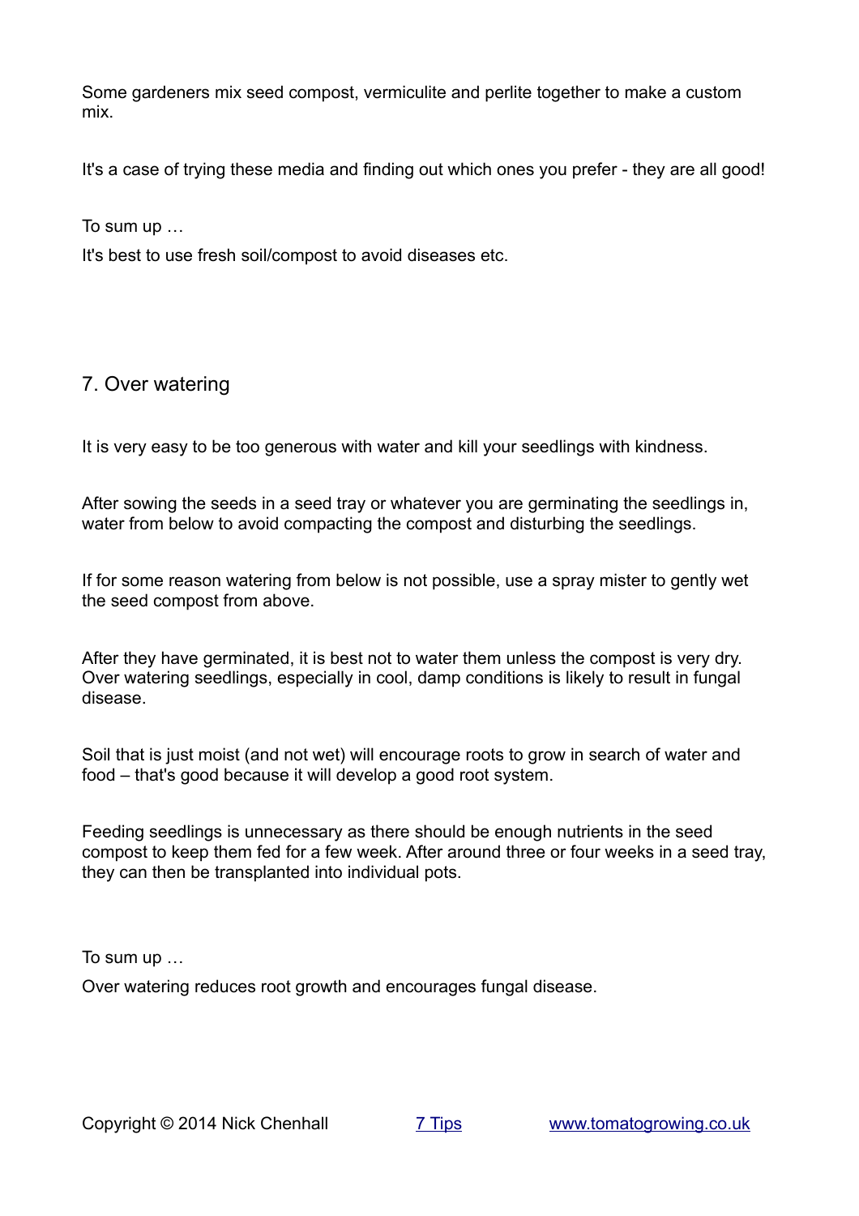Some gardeners mix seed compost, vermiculite and perlite together to make a custom mix.

It's a case of trying these media and finding out which ones you prefer - they are all good!

To sum up …

It's best to use fresh soil/compost to avoid diseases etc.

## 7. Over watering

It is very easy to be too generous with water and kill your seedlings with kindness.

After sowing the seeds in a seed tray or whatever you are germinating the seedlings in, water from below to avoid compacting the compost and disturbing the seedlings.

If for some reason watering from below is not possible, use a spray mister to gently wet the seed compost from above.

After they have germinated, it is best not to water them unless the compost is very dry. Over watering seedlings, especially in cool, damp conditions is likely to result in fungal disease.

Soil that is just moist (and not wet) will encourage roots to grow in search of water and food – that's good because it will develop a good root system.

Feeding seedlings is unnecessary as there should be enough nutrients in the seed compost to keep them fed for a few week. After around three or four weeks in a seed tray, they can then be transplanted into individual pots.

To sum up …

Over watering reduces root growth and encourages fungal disease.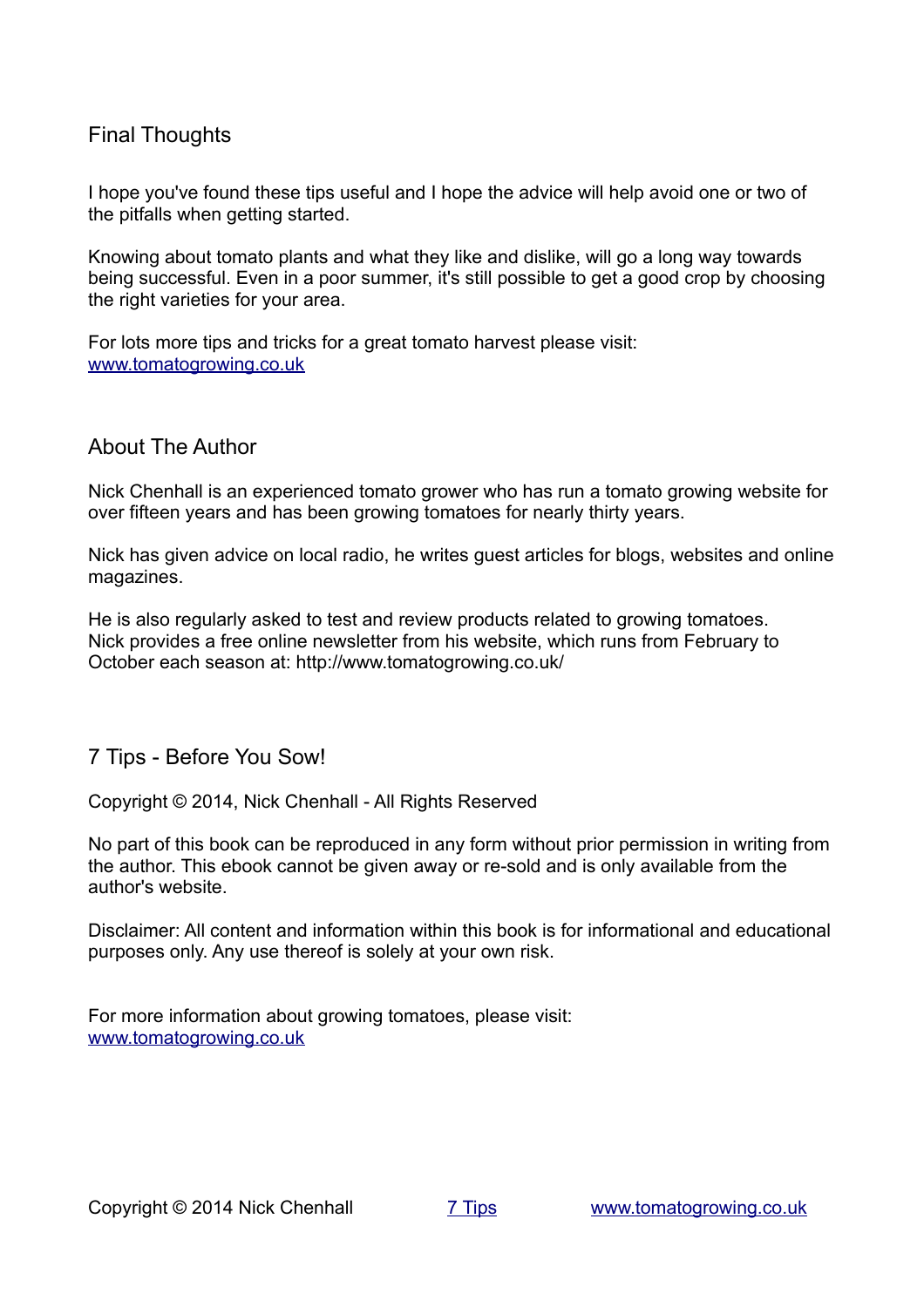## Final Thoughts

I hope you've found these tips useful and I hope the advice will help avoid one or two of the pitfalls when getting started.

Knowing about tomato plants and what they like and dislike, will go a long way towards being successful. Even in a poor summer, it's still possible to get a good crop by choosing the right varieties for your area.

For lots more tips and tricks for a great tomato harvest please visit:
[www.tomatogrowing.co.uk](http://www.tomatogrowing.co.uk)

## About The Author

Nick Chenhall is an experienced tomato grower who has run a tomato growing website for over fifteen years and has been growing tomatoes for nearly thirty years.

Nick has given advice on local radio, he writes guest articles for blogs, websites and online magazines.

He is also regularly asked to test and review products related to growing tomatoes.
Nick provides a free online newsletter from his website, which runs from February to October each season at: http://www.tomatogrowing.co.uk/

## 7 Tips - Before You Sow!

Copyright © 2014, Nick Chenhall - All Rights Reserved

No part of this book can be reproduced in any form without prior permission in writing from the author. This ebook cannot be given away or re-sold and is only available from the author's website.

Disclaimer: All content and information within this book is for informational and educational purposes only. Any use thereof is solely at your own risk.

For more information about growing tomatoes, please visit:
[www.tomatogrowing.co.uk](http://www.tomatogrowing.co.uk)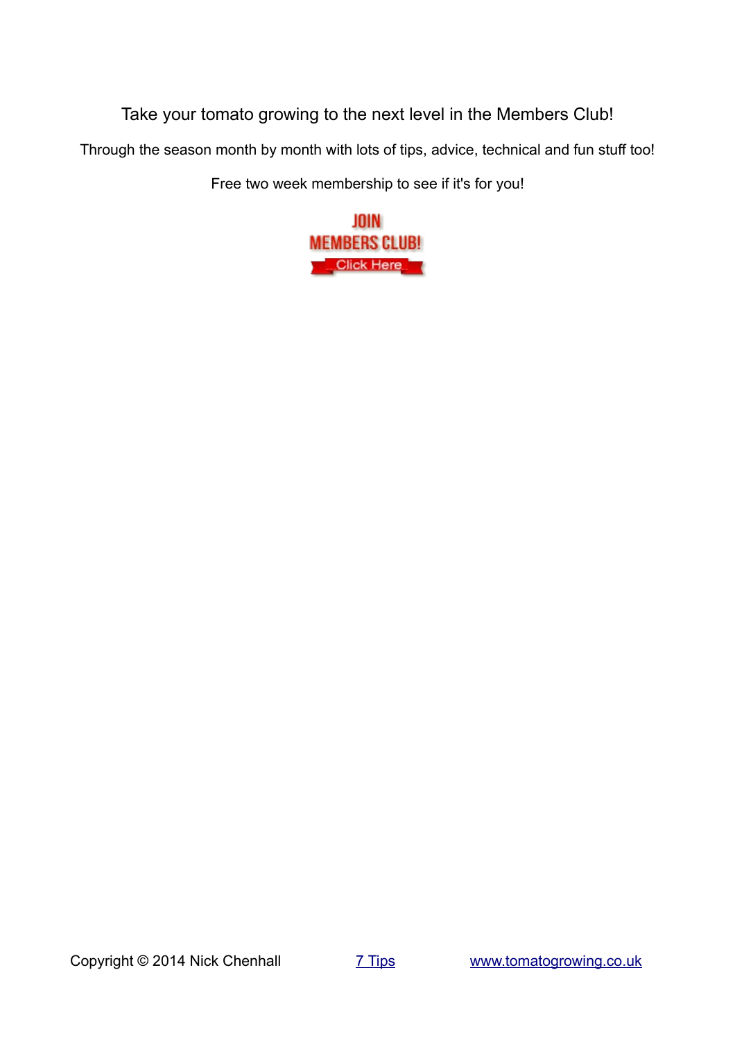Take your tomato growing to the next level in the Members Club!

Through the season month by month with lots of tips, advice, technical and fun stuff too!

Free two week membership to see if it's for you!

JOIN
MEMBERS CLUB!
Click Here

Copyright © 2014 Nick Chenhall 7 Tips www.tomatogrowing.co.uk